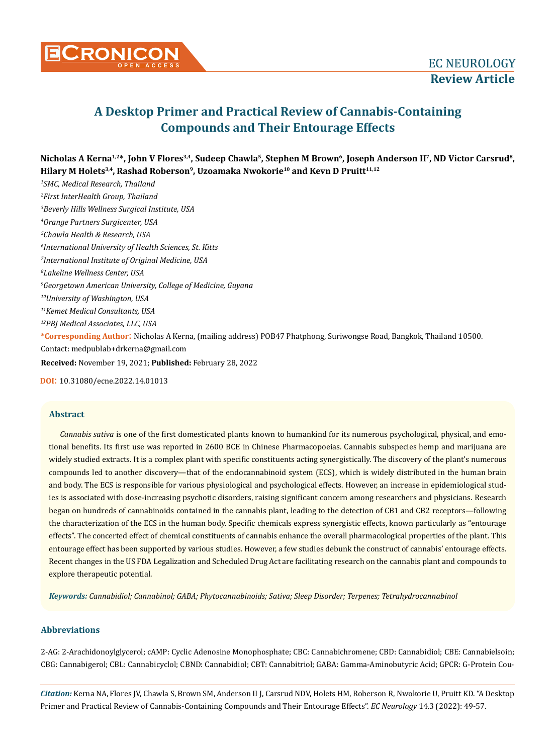EC NEUROLOGY
**Review Article**

# A Desktop Primer and Practical Review of Cannabis-Containing Compounds and Their Entourage Effects

**Nicholas A Kerna[1,2]*, John V Flores[3,4], Sudeep Chawla[5], Stephen M Brown[6], Joseph Anderson II[7], ND Victor Carsrud[8], Hilary M Holets[3,4], Rashad Roberson[9], Uzoamaka Nwokorie[10] and Kevn D Pruitt[11,12]**

*[1]SMC, Medical Research, Thailand*
*[2]First InterHealth Group, Thailand*
*[3]Beverly Hills Wellness Surgical Institute, USA*
*[4]Orange Partners Surgicenter, USA*
*[5]Chawla Health & Research, USA*
*[6]International University of Health Sciences, St. Kitts*
*[7]International Institute of Original Medicine, USA*
*[8]Lakeline Wellness Center, USA*
*[9]Georgetown American University, College of Medicine, Guyana*
*[10]University of Washington, USA*
*[11]Kemet Medical Consultants, USA*
*[12]PBJ Medical Associates, LLC, USA*

**\*Corresponding Author:** Nicholas A Kerna, (mailing address) POB47 Phatphong, Suriwongse Road, Bangkok, Thailand 10500. Contact: medpublab+drkerna@gmail.com

**Received:** November 19, 2021; **Published:** February 28, 2022

**DOI:** 10.31080/ecne.2022.14.01013

## Abstract

*Cannabis sativa* is one of the first domesticated plants known to humankind for its numerous psychological, physical, and emotional benefits. Its first use was reported in 2600 BCE in Chinese Pharmacopoeias. Cannabis subspecies hemp and marijuana are widely studied extracts. It is a complex plant with specific constituents acting synergistically. The discovery of the plant's numerous compounds led to another discovery—that of the endocannabinoid system (ECS), which is widely distributed in the human brain and body. The ECS is responsible for various physiological and psychological effects. However, an increase in epidemiological studies is associated with dose-increasing psychotic disorders, raising significant concern among researchers and physicians. Research began on hundreds of cannabinoids contained in the cannabis plant, leading to the detection of CB1 and CB2 receptors—following the characterization of the ECS in the human body. Specific chemicals express synergistic effects, known particularly as "entourage effects". The concerted effect of chemical constituents of cannabis enhance the overall pharmacological properties of the plant. This entourage effect has been supported by various studies. However, a few studies debunk the construct of cannabis' entourage effects. Recent changes in the US FDA Legalization and Scheduled Drug Act are facilitating research on the cannabis plant and compounds to explore therapeutic potential.

***Keywords:*** *Cannabidiol; Cannabinol; GABA; Phytocannabinoids; Sativa; Sleep Disorder; Terpenes; Tetrahydrocannabinol*

## Abbreviations

2-AG: 2-Arachidonoylglycerol; cAMP: Cyclic Adenosine Monophosphate; CBC: Cannabichromene; CBD: Cannabidiol; CBE: Cannabielsoin; CBG: Cannabigerol; CBL: Cannabicyclol; CBND: Cannabidiol; CBT: Cannabitriol; GABA: Gamma-Aminobutyric Acid; GPCR: G-Protein Cou-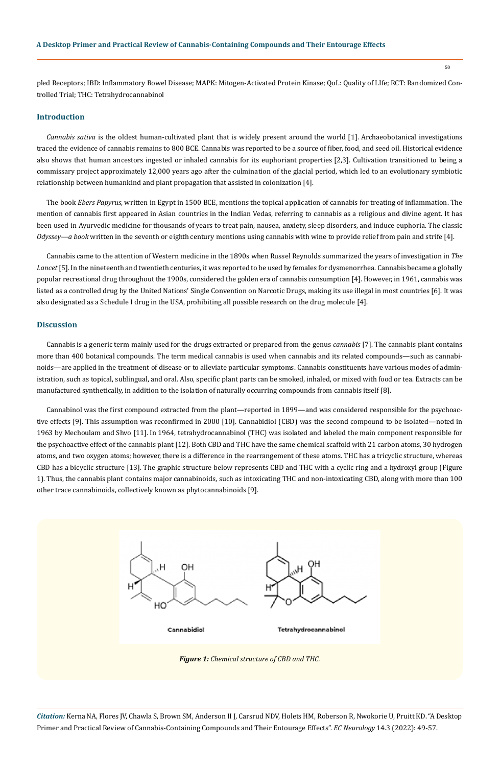pled Receptors; IBD: Inflammatory Bowel Disease; MAPK: Mitogen-Activated Protein Kinase; QoL: Quality of LIfe; RCT: Randomized Controlled Trial; THC: Tetrahydrocannabinol

## Introduction

*Cannabis sativa* is the oldest human-cultivated plant that is widely present around the world [1]. Archaeobotanical investigations traced the evidence of cannabis remains to 800 BCE. Cannabis was reported to be a source of fiber, food, and seed oil. Historical evidence also shows that human ancestors ingested or inhaled cannabis for its euphoriant properties [2,3]. Cultivation transitioned to being a commissary project approximately 12,000 years ago after the culmination of the glacial period, which led to an evolutionary symbiotic relationship between humankind and plant propagation that assisted in colonization [4].

The book *Ebers Papyrus*, written in Egypt in 1500 BCE, mentions the topical application of cannabis for treating of inflammation. The mention of cannabis first appeared in Asian countries in the Indian Vedas, referring to cannabis as a religious and divine agent. It has been used in Ayurvedic medicine for thousands of years to treat pain, nausea, anxiety, sleep disorders, and induce euphoria. The classic *Odyssey—a book* written in the seventh or eighth century mentions using cannabis with wine to provide relief from pain and strife [4].

Cannabis came to the attention of Western medicine in the 1890s when Russel Reynolds summarized the years of investigation in *The Lancet* [5]. In the nineteenth and twentieth centuries, it was reported to be used by females for dysmenorrhea. Cannabis became a globally popular recreational drug throughout the 1900s, considered the golden era of cannabis consumption [4]. However, in 1961, cannabis was listed as a controlled drug by the United Nations' Single Convention on Narcotic Drugs, making its use illegal in most countries [6]. It was also designated as a Schedule I drug in the USA, prohibiting all possible research on the drug molecule [4].

## Discussion

Cannabis is a generic term mainly used for the drugs extracted or prepared from the genus *cannabis* [7]. The cannabis plant contains more than 400 botanical compounds. The term medical cannabis is used when cannabis and its related compounds—such as cannabinoids—are applied in the treatment of disease or to alleviate particular symptoms. Cannabis constituents have various modes of administration, such as topical, sublingual, and oral. Also, specific plant parts can be smoked, inhaled, or mixed with food or tea. Extracts can be manufactured synthetically, in addition to the isolation of naturally occurring compounds from cannabis itself [8].

Cannabinol was the first compound extracted from the plant—reported in 1899—and was considered responsible for the psychoactive effects [9]. This assumption was reconfirmed in 2000 [10]. Cannabidiol (CBD) was the second compound to be isolated—noted in 1963 by Mechoulam and Shvo [11]. In 1964, tetrahydrocannabinol (THC) was isolated and labeled the main component responsible for the psychoactive effect of the cannabis plant [12]. Both CBD and THC have the same chemical scaffold with 21 carbon atoms, 30 hydrogen atoms, and two oxygen atoms; however, there is a difference in the rearrangement of these atoms. THC has a tricyclic structure, whereas CBD has a bicyclic structure [13]. The graphic structure below represents CBD and THC with a cyclic ring and a hydroxyl group (Figure 1). Thus, the cannabis plant contains major cannabinoids, such as intoxicating THC and non-intoxicating CBD, along with more than 100 other trace cannabinoids, collectively known as phytocannabinoids [9].

Cannabidiol    Tetrahydrocannabinol

***Figure 1:*** *Chemical structure of CBD and THC.*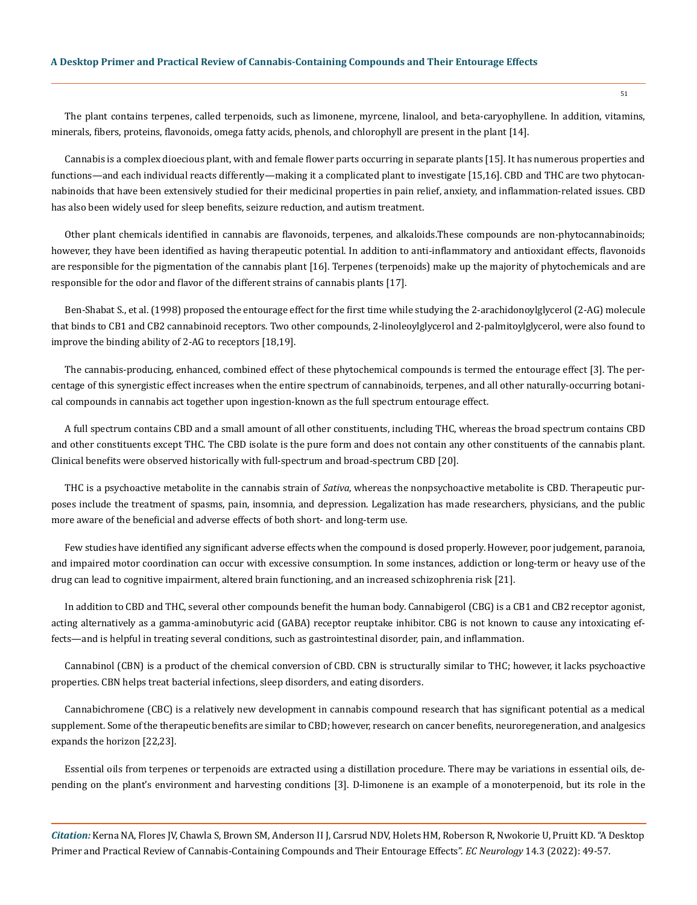The plant contains terpenes, called terpenoids, such as limonene, myrcene, linalool, and beta-caryophyllene. In addition, vitamins, minerals, fibers, proteins, flavonoids, omega fatty acids, phenols, and chlorophyll are present in the plant [14].

Cannabis is a complex dioecious plant, with and female flower parts occurring in separate plants [15]. It has numerous properties and functions—and each individual reacts differently—making it a complicated plant to investigate [15,16]. CBD and THC are two phytocannabinoids that have been extensively studied for their medicinal properties in pain relief, anxiety, and inflammation-related issues. CBD has also been widely used for sleep benefits, seizure reduction, and autism treatment.

Other plant chemicals identified in cannabis are flavonoids, terpenes, and alkaloids.These compounds are non-phytocannabinoids; however, they have been identified as having therapeutic potential. In addition to anti-inflammatory and antioxidant effects, flavonoids are responsible for the pigmentation of the cannabis plant [16]. Terpenes (terpenoids) make up the majority of phytochemicals and are responsible for the odor and flavor of the different strains of cannabis plants [17].

Ben-Shabat S., et al. (1998) proposed the entourage effect for the first time while studying the 2-arachidonoylglycerol (2-AG) molecule that binds to CB1 and CB2 cannabinoid receptors. Two other compounds, 2-linoleoylglycerol and 2-palmitoylglycerol, were also found to improve the binding ability of 2-AG to receptors [18,19].

The cannabis-producing, enhanced, combined effect of these phytochemical compounds is termed the entourage effect [3]. The percentage of this synergistic effect increases when the entire spectrum of cannabinoids, terpenes, and all other naturally-occurring botanical compounds in cannabis act together upon ingestion-known as the full spectrum entourage effect.

A full spectrum contains CBD and a small amount of all other constituents, including THC, whereas the broad spectrum contains CBD and other constituents except THC. The CBD isolate is the pure form and does not contain any other constituents of the cannabis plant. Clinical benefits were observed historically with full-spectrum and broad-spectrum CBD [20].

THC is a psychoactive metabolite in the cannabis strain of *Sativa*, whereas the nonpsychoactive metabolite is CBD. Therapeutic purposes include the treatment of spasms, pain, insomnia, and depression. Legalization has made researchers, physicians, and the public more aware of the beneficial and adverse effects of both short- and long-term use.

Few studies have identified any significant adverse effects when the compound is dosed properly. However, poor judgement, paranoia, and impaired motor coordination can occur with excessive consumption. In some instances, addiction or long-term or heavy use of the drug can lead to cognitive impairment, altered brain functioning, and an increased schizophrenia risk [21].

In addition to CBD and THC, several other compounds benefit the human body. Cannabigerol (CBG) is a CB1 and CB2 receptor agonist, acting alternatively as a gamma-aminobutyric acid (GABA) receptor reuptake inhibitor. CBG is not known to cause any intoxicating effects—and is helpful in treating several conditions, such as gastrointestinal disorder, pain, and inflammation.

Cannabinol (CBN) is a product of the chemical conversion of CBD. CBN is structurally similar to THC; however, it lacks psychoactive properties. CBN helps treat bacterial infections, sleep disorders, and eating disorders.

Cannabichromene (CBC) is a relatively new development in cannabis compound research that has significant potential as a medical supplement. Some of the therapeutic benefits are similar to CBD; however, research on cancer benefits, neuroregeneration, and analgesics expands the horizon [22,23].

Essential oils from terpenes or terpenoids are extracted using a distillation procedure. There may be variations in essential oils, depending on the plant's environment and harvesting conditions [3]. D-limonene is an example of a monoterpenoid, but its role in the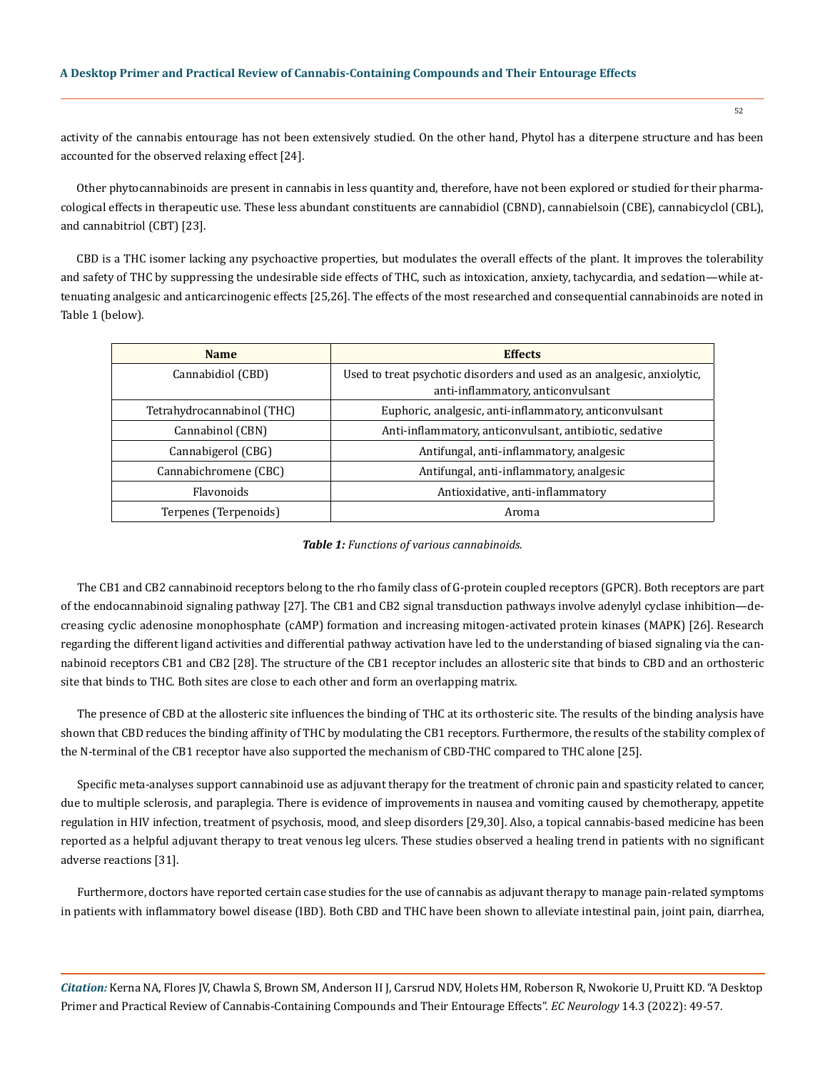activity of the cannabis entourage has not been extensively studied. On the other hand, Phytol has a diterpene structure and has been accounted for the observed relaxing effect [24].

Other phytocannabinoids are present in cannabis in less quantity and, therefore, have not been explored or studied for their pharmacological effects in therapeutic use. These less abundant constituents are cannabidiol (CBND), cannabielsoin (CBE), cannabicyclol (CBL), and cannabitriol (CBT) [23].

CBD is a THC isomer lacking any psychoactive properties, but modulates the overall effects of the plant. It improves the tolerability and safety of THC by suppressing the undesirable side effects of THC, such as intoxication, anxiety, tachycardia, and sedation—while attenuating analgesic and anticarcinogenic effects [25,26]. The effects of the most researched and consequential cannabinoids are noted in Table 1 (below).

| Name | Effects |
|---|---|
| Cannabidiol (CBD) | Used to treat psychotic disorders and used as an analgesic, anxiolytic, anti-inflammatory, anticonvulsant |
| Tetrahydrocannabinol (THC) | Euphoric, analgesic, anti-inflammatory, anticonvulsant |
| Cannabinol (CBN) | Anti-inflammatory, anticonvulsant, antibiotic, sedative |
| Cannabigerol (CBG) | Antifungal, anti-inflammatory, analgesic |
| Cannabichromene (CBC) | Antifungal, anti-inflammatory, analgesic |
| Flavonoids | Antioxidative, anti-inflammatory |
| Terpenes (Terpenoids) | Aroma |

***Table 1:** Functions of various cannabinoids.*

The CB1 and CB2 cannabinoid receptors belong to the rho family class of G-protein coupled receptors (GPCR). Both receptors are part of the endocannabinoid signaling pathway [27]. The CB1 and CB2 signal transduction pathways involve adenylyl cyclase inhibition—decreasing cyclic adenosine monophosphate (cAMP) formation and increasing mitogen-activated protein kinases (MAPK) [26]. Research regarding the different ligand activities and differential pathway activation have led to the understanding of biased signaling via the cannabinoid receptors CB1 and CB2 [28]. The structure of the CB1 receptor includes an allosteric site that binds to CBD and an orthosteric site that binds to THC. Both sites are close to each other and form an overlapping matrix.

The presence of CBD at the allosteric site influences the binding of THC at its orthosteric site. The results of the binding analysis have shown that CBD reduces the binding affinity of THC by modulating the CB1 receptors. Furthermore, the results of the stability complex of the N-terminal of the CB1 receptor have also supported the mechanism of CBD-THC compared to THC alone [25].

Specific meta-analyses support cannabinoid use as adjuvant therapy for the treatment of chronic pain and spasticity related to cancer, due to multiple sclerosis, and paraplegia. There is evidence of improvements in nausea and vomiting caused by chemotherapy, appetite regulation in HIV infection, treatment of psychosis, mood, and sleep disorders [29,30]. Also, a topical cannabis-based medicine has been reported as a helpful adjuvant therapy to treat venous leg ulcers. These studies observed a healing trend in patients with no significant adverse reactions [31].

Furthermore, doctors have reported certain case studies for the use of cannabis as adjuvant therapy to manage pain-related symptoms in patients with inflammatory bowel disease (IBD). Both CBD and THC have been shown to alleviate intestinal pain, joint pain, diarrhea,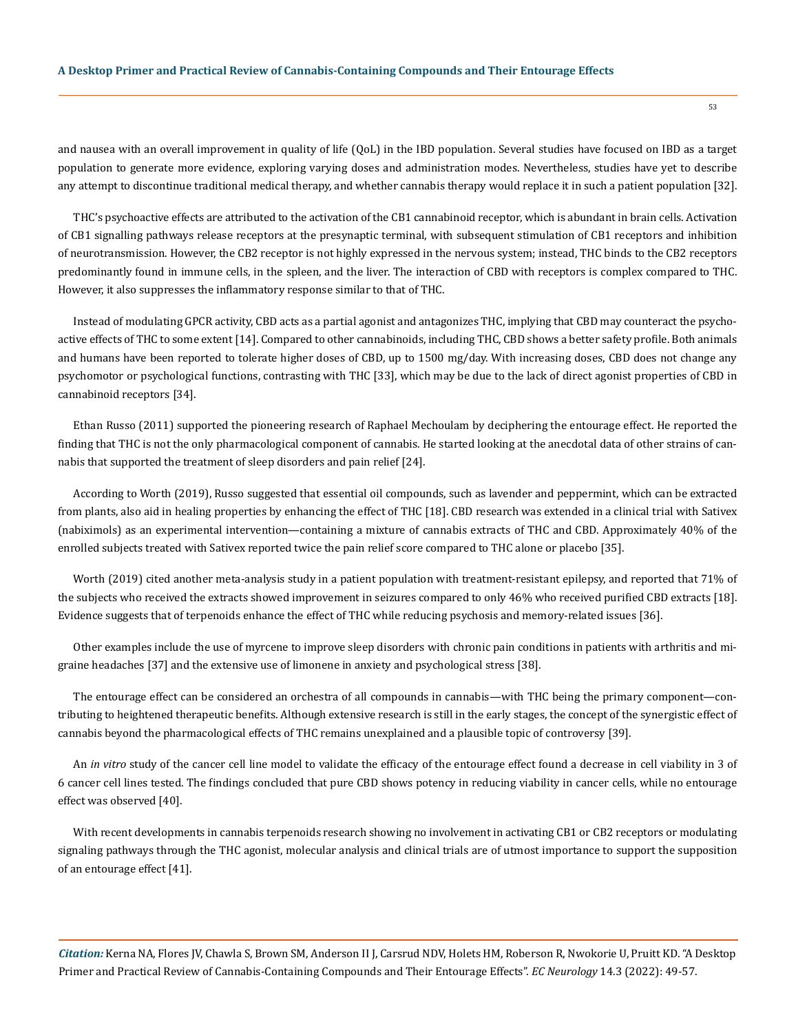and nausea with an overall improvement in quality of life (QoL) in the IBD population. Several studies have focused on IBD as a target population to generate more evidence, exploring varying doses and administration modes. Nevertheless, studies have yet to describe any attempt to discontinue traditional medical therapy, and whether cannabis therapy would replace it in such a patient population [32].

THC's psychoactive effects are attributed to the activation of the CB1 cannabinoid receptor, which is abundant in brain cells. Activation of CB1 signalling pathways release receptors at the presynaptic terminal, with subsequent stimulation of CB1 receptors and inhibition of neurotransmission. However, the CB2 receptor is not highly expressed in the nervous system; instead, THC binds to the CB2 receptors predominantly found in immune cells, in the spleen, and the liver. The interaction of CBD with receptors is complex compared to THC. However, it also suppresses the inflammatory response similar to that of THC.

Instead of modulating GPCR activity, CBD acts as a partial agonist and antagonizes THC, implying that CBD may counteract the psychoactive effects of THC to some extent [14]. Compared to other cannabinoids, including THC, CBD shows a better safety profile. Both animals and humans have been reported to tolerate higher doses of CBD, up to 1500 mg/day. With increasing doses, CBD does not change any psychomotor or psychological functions, contrasting with THC [33], which may be due to the lack of direct agonist properties of CBD in cannabinoid receptors [34].

Ethan Russo (2011) supported the pioneering research of Raphael Mechoulam by deciphering the entourage effect. He reported the finding that THC is not the only pharmacological component of cannabis. He started looking at the anecdotal data of other strains of cannabis that supported the treatment of sleep disorders and pain relief [24].

According to Worth (2019), Russo suggested that essential oil compounds, such as lavender and peppermint, which can be extracted from plants, also aid in healing properties by enhancing the effect of THC [18]. CBD research was extended in a clinical trial with Sativex (nabiximols) as an experimental intervention—containing a mixture of cannabis extracts of THC and CBD. Approximately 40% of the enrolled subjects treated with Sativex reported twice the pain relief score compared to THC alone or placebo [35].

Worth (2019) cited another meta-analysis study in a patient population with treatment-resistant epilepsy, and reported that 71% of the subjects who received the extracts showed improvement in seizures compared to only 46% who received purified CBD extracts [18]. Evidence suggests that of terpenoids enhance the effect of THC while reducing psychosis and memory-related issues [36].

Other examples include the use of myrcene to improve sleep disorders with chronic pain conditions in patients with arthritis and migraine headaches [37] and the extensive use of limonene in anxiety and psychological stress [38].

The entourage effect can be considered an orchestra of all compounds in cannabis—with THC being the primary component—contributing to heightened therapeutic benefits. Although extensive research is still in the early stages, the concept of the synergistic effect of cannabis beyond the pharmacological effects of THC remains unexplained and a plausible topic of controversy [39].

An *in vitro* study of the cancer cell line model to validate the efficacy of the entourage effect found a decrease in cell viability in 3 of 6 cancer cell lines tested. The findings concluded that pure CBD shows potency in reducing viability in cancer cells, while no entourage effect was observed [40].

With recent developments in cannabis terpenoids research showing no involvement in activating CB1 or CB2 receptors or modulating signaling pathways through the THC agonist, molecular analysis and clinical trials are of utmost importance to support the supposition of an entourage effect [41].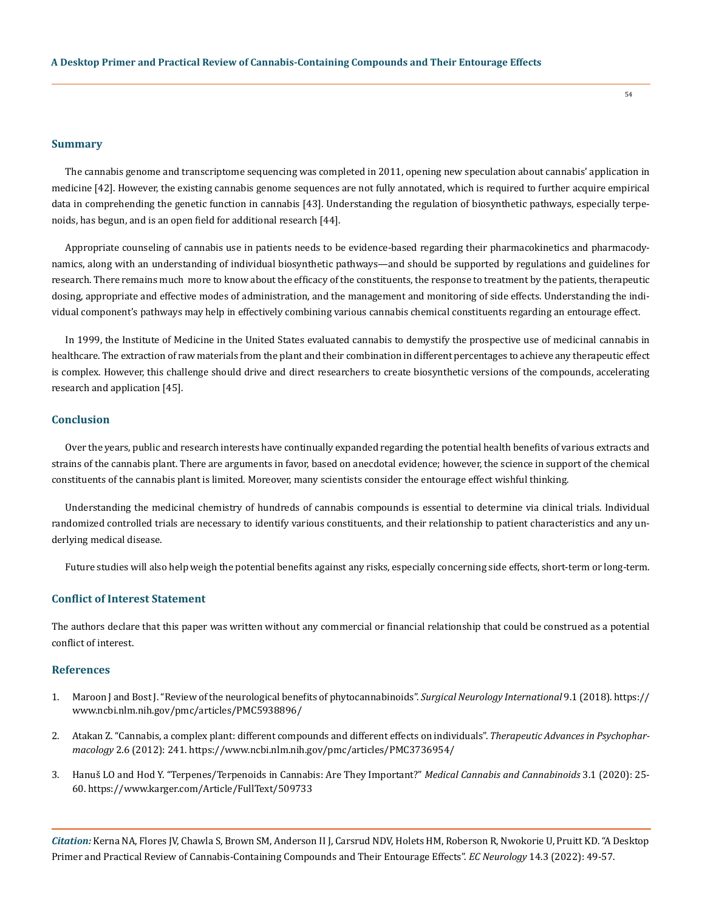## Summary

The cannabis genome and transcriptome sequencing was completed in 2011, opening new speculation about cannabis' application in medicine [42]. However, the existing cannabis genome sequences are not fully annotated, which is required to further acquire empirical data in comprehending the genetic function in cannabis [43]. Understanding the regulation of biosynthetic pathways, especially terpenoids, has begun, and is an open field for additional research [44].

Appropriate counseling of cannabis use in patients needs to be evidence-based regarding their pharmacokinetics and pharmacodynamics, along with an understanding of individual biosynthetic pathways—and should be supported by regulations and guidelines for research. There remains much more to know about the efficacy of the constituents, the response to treatment by the patients, therapeutic dosing, appropriate and effective modes of administration, and the management and monitoring of side effects. Understanding the individual component's pathways may help in effectively combining various cannabis chemical constituents regarding an entourage effect.

In 1999, the Institute of Medicine in the United States evaluated cannabis to demystify the prospective use of medicinal cannabis in healthcare. The extraction of raw materials from the plant and their combination in different percentages to achieve any therapeutic effect is complex. However, this challenge should drive and direct researchers to create biosynthetic versions of the compounds, accelerating research and application [45].

## Conclusion

Over the years, public and research interests have continually expanded regarding the potential health benefits of various extracts and strains of the cannabis plant. There are arguments in favor, based on anecdotal evidence; however, the science in support of the chemical constituents of the cannabis plant is limited. Moreover, many scientists consider the entourage effect wishful thinking.

Understanding the medicinal chemistry of hundreds of cannabis compounds is essential to determine via clinical trials. Individual randomized controlled trials are necessary to identify various constituents, and their relationship to patient characteristics and any underlying medical disease.

Future studies will also help weigh the potential benefits against any risks, especially concerning side effects, short-term or long-term.

## Conflict of Interest Statement

The authors declare that this paper was written without any commercial or financial relationship that could be construed as a potential conflict of interest.

## References

1. Maroon J and Bost J. "Review of the neurological benefits of phytocannabinoids". *Surgical Neurology International* 9.1 (2018). https://www.ncbi.nlm.nih.gov/pmc/articles/PMC5938896/
2. Atakan Z. "Cannabis, a complex plant: different compounds and different effects on individuals". *Therapeutic Advances in Psychopharmacology* 2.6 (2012): 241. https://www.ncbi.nlm.nih.gov/pmc/articles/PMC3736954/
3. Hanuš LO and Hod Y. "Terpenes/Terpenoids in Cannabis: Are They Important?" *Medical Cannabis and Cannabinoids* 3.1 (2020): 25-60. https://www.karger.com/Article/FullText/509733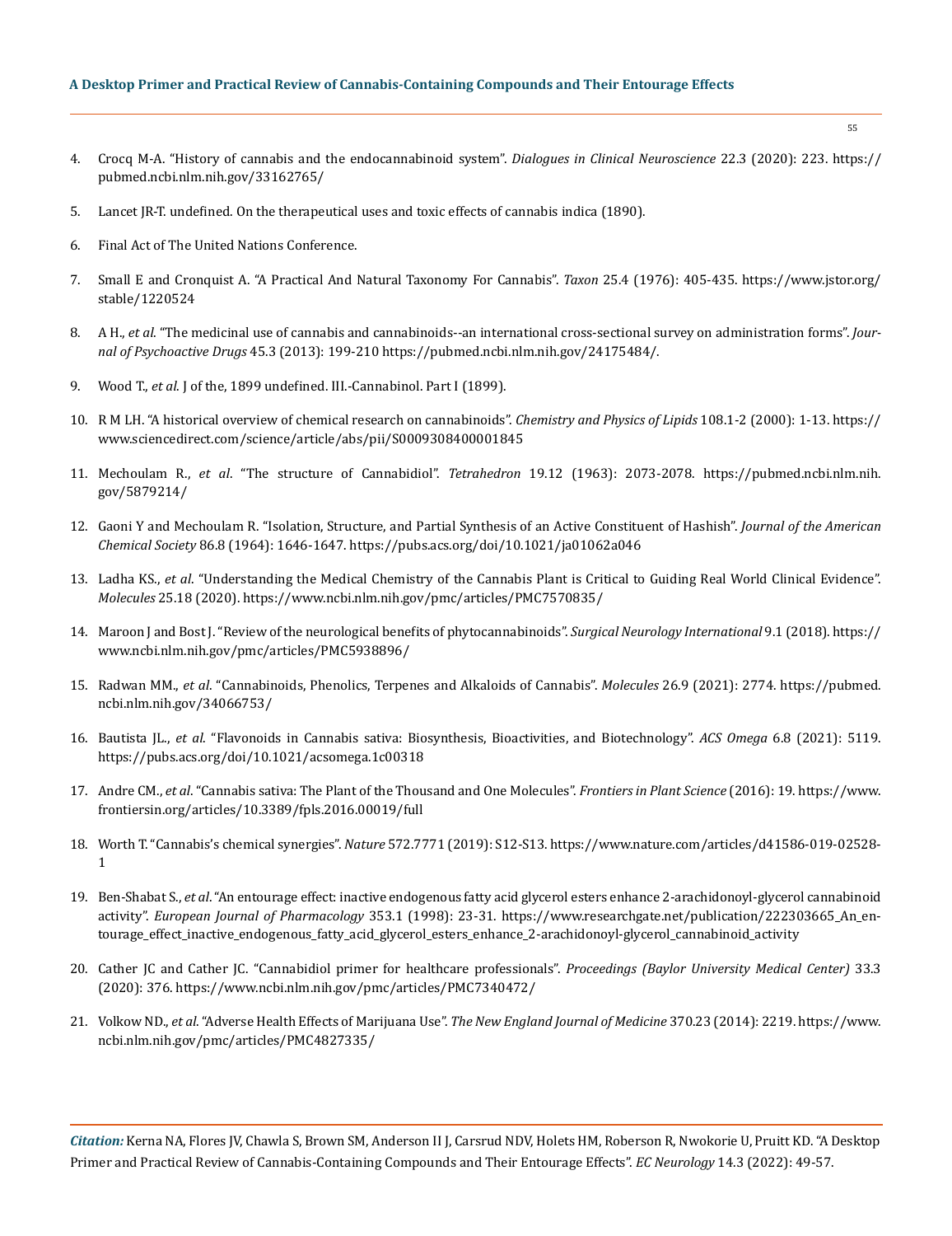4. Crocq M-A. "History of cannabis and the endocannabinoid system". *Dialogues in Clinical Neuroscience* 22.3 (2020): 223. https://pubmed.ncbi.nlm.nih.gov/33162765/

5. Lancet JR-T. undefined. On the therapeutical uses and toxic effects of cannabis indica (1890).

6. Final Act of The United Nations Conference.

7. Small E and Cronquist A. "A Practical And Natural Taxonomy For Cannabis". *Taxon* 25.4 (1976): 405-435. https://www.jstor.org/stable/1220524

8. A H., *et al*. "The medicinal use of cannabis and cannabinoids--an international cross-sectional survey on administration forms". *Journal of Psychoactive Drugs* 45.3 (2013): 199-210 https://pubmed.ncbi.nlm.nih.gov/24175484/.

9. Wood T., *et al*. J of the, 1899 undefined. III.-Cannabinol. Part I (1899).

10. R M LH. "A historical overview of chemical research on cannabinoids". *Chemistry and Physics of Lipids* 108.1-2 (2000): 1-13. https://www.sciencedirect.com/science/article/abs/pii/S0009308400001845

11. Mechoulam R., *et al*. "The structure of Cannabidiol". *Tetrahedron* 19.12 (1963): 2073-2078. https://pubmed.ncbi.nlm.nih.gov/5879214/

12. Gaoni Y and Mechoulam R. "Isolation, Structure, and Partial Synthesis of an Active Constituent of Hashish". *Journal of the American Chemical Society* 86.8 (1964): 1646-1647. https://pubs.acs.org/doi/10.1021/ja01062a046

13. Ladha KS., *et al*. "Understanding the Medical Chemistry of the Cannabis Plant is Critical to Guiding Real World Clinical Evidence". *Molecules* 25.18 (2020). https://www.ncbi.nlm.nih.gov/pmc/articles/PMC7570835/

14. Maroon J and Bost J. "Review of the neurological benefits of phytocannabinoids". *Surgical Neurology International* 9.1 (2018). https://www.ncbi.nlm.nih.gov/pmc/articles/PMC5938896/

15. Radwan MM., *et al*. "Cannabinoids, Phenolics, Terpenes and Alkaloids of Cannabis". *Molecules* 26.9 (2021): 2774. https://pubmed.ncbi.nlm.nih.gov/34066753/

16. Bautista JL., *et al*. "Flavonoids in Cannabis sativa: Biosynthesis, Bioactivities, and Biotechnology". *ACS Omega* 6.8 (2021): 5119. https://pubs.acs.org/doi/10.1021/acsomega.1c00318

17. Andre CM., *et al*. "Cannabis sativa: The Plant of the Thousand and One Molecules". *Frontiers in Plant Science* (2016): 19. https://www.frontiersin.org/articles/10.3389/fpls.2016.00019/full

18. Worth T. "Cannabis's chemical synergies". *Nature* 572.7771 (2019): S12-S13. https://www.nature.com/articles/d41586-019-02528-1

19. Ben-Shabat S., *et al*. "An entourage effect: inactive endogenous fatty acid glycerol esters enhance 2-arachidonoyl-glycerol cannabinoid activity". *European Journal of Pharmacology* 353.1 (1998): 23-31. https://www.researchgate.net/publication/222303665_An_entourage_effect_inactive_endogenous_fatty_acid_glycerol_esters_enhance_2-arachidonoyl-glycerol_cannabinoid_activity

20. Cather JC and Cather JC. "Cannabidiol primer for healthcare professionals". *Proceedings (Baylor University Medical Center)* 33.3 (2020): 376. https://www.ncbi.nlm.nih.gov/pmc/articles/PMC7340472/

21. Volkow ND., *et al*. "Adverse Health Effects of Marijuana Use". *The New England Journal of Medicine* 370.23 (2014): 2219. https://www.ncbi.nlm.nih.gov/pmc/articles/PMC4827335/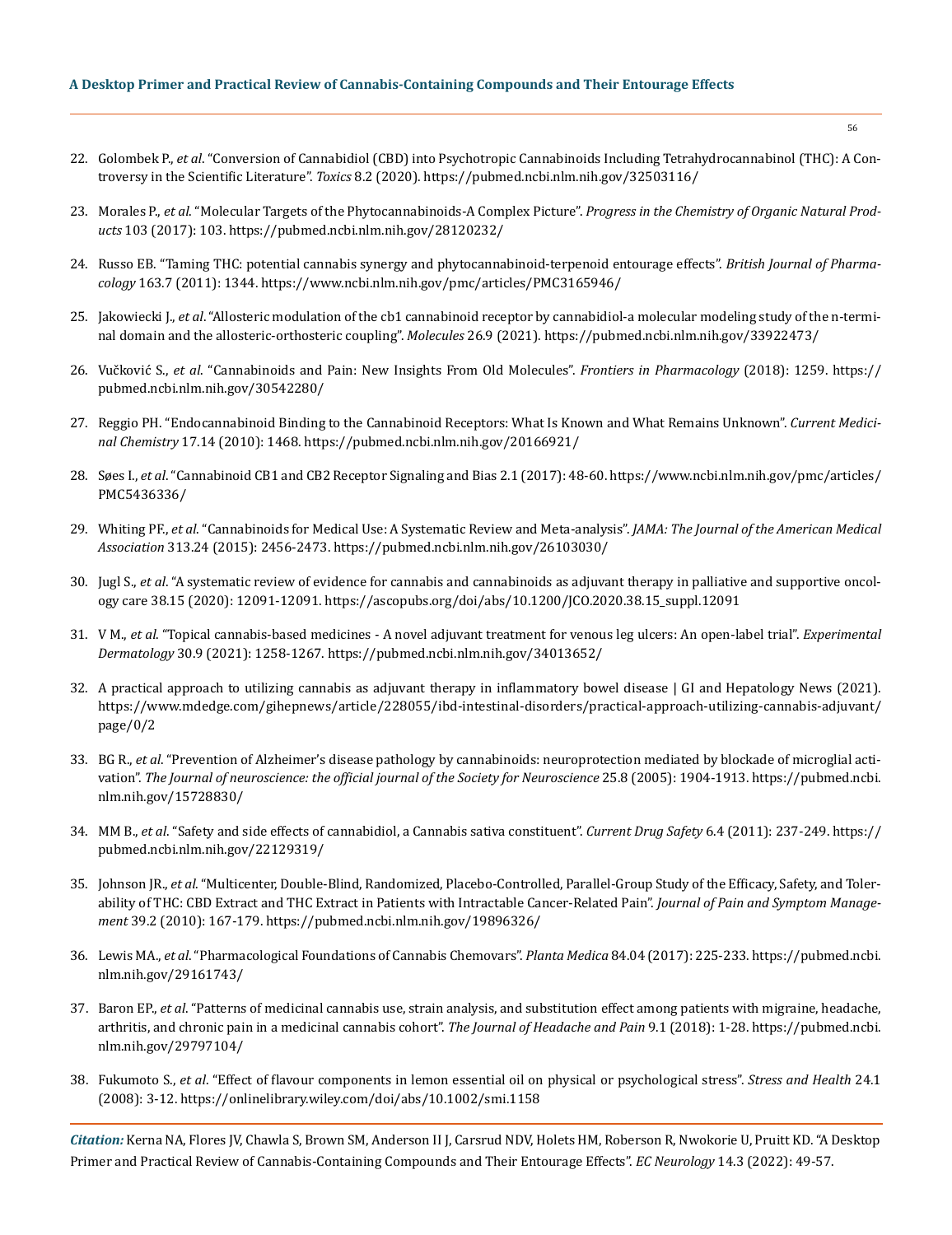22. Golombek P., *et al*. "Conversion of Cannabidiol (CBD) into Psychotropic Cannabinoids Including Tetrahydrocannabinol (THC): A Controversy in the Scientific Literature". *Toxics* 8.2 (2020). https://pubmed.ncbi.nlm.nih.gov/32503116/

23. Morales P., *et al*. "Molecular Targets of the Phytocannabinoids-A Complex Picture". *Progress in the Chemistry of Organic Natural Products* 103 (2017): 103. https://pubmed.ncbi.nlm.nih.gov/28120232/

24. Russo EB. "Taming THC: potential cannabis synergy and phytocannabinoid-terpenoid entourage effects". *British Journal of Pharmacology* 163.7 (2011): 1344. https://www.ncbi.nlm.nih.gov/pmc/articles/PMC3165946/

25. Jakowiecki J., *et al*. "Allosteric modulation of the cb1 cannabinoid receptor by cannabidiol-a molecular modeling study of the n-terminal domain and the allosteric-orthosteric coupling". *Molecules* 26.9 (2021). https://pubmed.ncbi.nlm.nih.gov/33922473/

26. Vučković S., *et al*. "Cannabinoids and Pain: New Insights From Old Molecules". *Frontiers in Pharmacology* (2018): 1259. https://pubmed.ncbi.nlm.nih.gov/30542280/

27. Reggio PH. "Endocannabinoid Binding to the Cannabinoid Receptors: What Is Known and What Remains Unknown". *Current Medicinal Chemistry* 17.14 (2010): 1468. https://pubmed.ncbi.nlm.nih.gov/20166921/

28. Søes I., *et al*. "Cannabinoid CB1 and CB2 Receptor Signaling and Bias 2.1 (2017): 48-60. https://www.ncbi.nlm.nih.gov/pmc/articles/PMC5436336/

29. Whiting PF., *et al*. "Cannabinoids for Medical Use: A Systematic Review and Meta-analysis". *JAMA: The Journal of the American Medical Association* 313.24 (2015): 2456-2473. https://pubmed.ncbi.nlm.nih.gov/26103030/

30. Jugl S., *et al*. "A systematic review of evidence for cannabis and cannabinoids as adjuvant therapy in palliative and supportive oncology care 38.15 (2020): 12091-12091. https://ascopubs.org/doi/abs/10.1200/JCO.2020.38.15_suppl.12091

31. V M., *et al*. "Topical cannabis-based medicines - A novel adjuvant treatment for venous leg ulcers: An open-label trial". *Experimental Dermatology* 30.9 (2021): 1258-1267. https://pubmed.ncbi.nlm.nih.gov/34013652/

32. A practical approach to utilizing cannabis as adjuvant therapy in inflammatory bowel disease | GI and Hepatology News (2021). https://www.mdedge.com/gihepnews/article/228055/ibd-intestinal-disorders/practical-approach-utilizing-cannabis-adjuvant/page/0/2

33. BG R., *et al*. "Prevention of Alzheimer's disease pathology by cannabinoids: neuroprotection mediated by blockade of microglial activation". *The Journal of neuroscience: the official journal of the Society for Neuroscience* 25.8 (2005): 1904-1913. https://pubmed.ncbi.nlm.nih.gov/15728830/

34. MM B., *et al*. "Safety and side effects of cannabidiol, a Cannabis sativa constituent". *Current Drug Safety* 6.4 (2011): 237-249. https://pubmed.ncbi.nlm.nih.gov/22129319/

35. Johnson JR., *et al*. "Multicenter, Double-Blind, Randomized, Placebo-Controlled, Parallel-Group Study of the Efficacy, Safety, and Tolerability of THC: CBD Extract and THC Extract in Patients with Intractable Cancer-Related Pain". *Journal of Pain and Symptom Management* 39.2 (2010): 167-179. https://pubmed.ncbi.nlm.nih.gov/19896326/

36. Lewis MA., *et al*. "Pharmacological Foundations of Cannabis Chemovars". *Planta Medica* 84.04 (2017): 225-233. https://pubmed.ncbi.nlm.nih.gov/29161743/

37. Baron EP., *et al*. "Patterns of medicinal cannabis use, strain analysis, and substitution effect among patients with migraine, headache, arthritis, and chronic pain in a medicinal cannabis cohort". *The Journal of Headache and Pain* 9.1 (2018): 1-28. https://pubmed.ncbi.nlm.nih.gov/29797104/

38. Fukumoto S., *et al*. "Effect of flavour components in lemon essential oil on physical or psychological stress". *Stress and Health* 24.1 (2008): 3-12. https://onlinelibrary.wiley.com/doi/abs/10.1002/smi.1158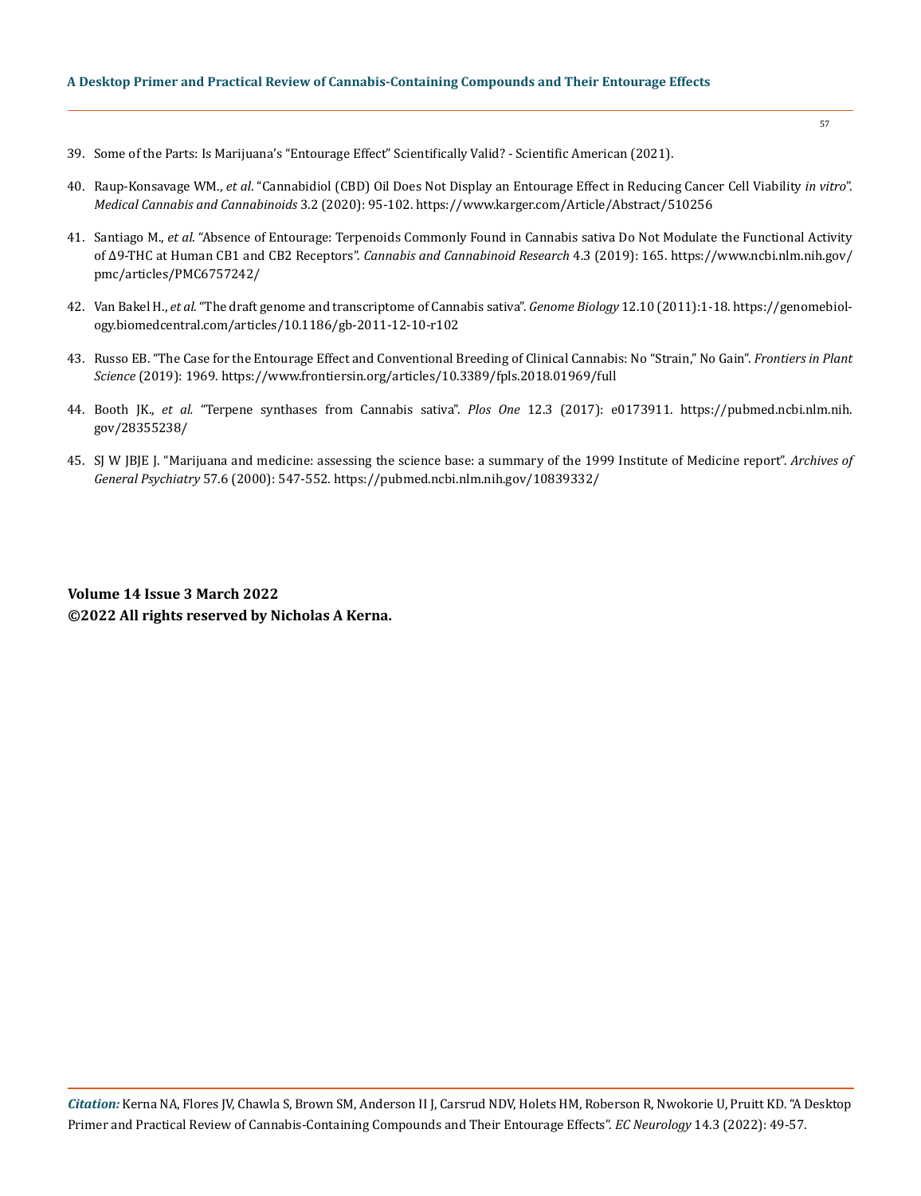39. Some of the Parts: Is Marijuana's "Entourage Effect" Scientifically Valid? - Scientific American (2021).

40. Raup-Konsavage WM., *et al*. "Cannabidiol (CBD) Oil Does Not Display an Entourage Effect in Reducing Cancer Cell Viability *in vitro*". *Medical Cannabis and Cannabinoids* 3.2 (2020): 95-102. https://www.karger.com/Article/Abstract/510256

41. Santiago M., *et al*. "Absence of Entourage: Terpenoids Commonly Found in Cannabis sativa Do Not Modulate the Functional Activity of Δ9-THC at Human CB1 and CB2 Receptors". *Cannabis and Cannabinoid Research* 4.3 (2019): 165. https://www.ncbi.nlm.nih.gov/pmc/articles/PMC6757242/

42. Van Bakel H., *et al*. "The draft genome and transcriptome of Cannabis sativa". *Genome Biology* 12.10 (2011):1-18. https://genomebiology.biomedcentral.com/articles/10.1186/gb-2011-12-10-r102

43. Russo EB. "The Case for the Entourage Effect and Conventional Breeding of Clinical Cannabis: No "Strain," No Gain". *Frontiers in Plant Science* (2019): 1969. https://www.frontiersin.org/articles/10.3389/fpls.2018.01969/full

44. Booth JK., *et al.* "Terpene synthases from Cannabis sativa". *Plos One* 12.3 (2017): e0173911. https://pubmed.ncbi.nlm.nih.gov/28355238/

45. SJ W JBJE J. "Marijuana and medicine: assessing the science base: a summary of the 1999 Institute of Medicine report". *Archives of General Psychiatry* 57.6 (2000): 547-552. https://pubmed.ncbi.nlm.nih.gov/10839332/

**Volume 14 Issue 3 March 2022**
**©2022 All rights reserved by Nicholas A Kerna.**